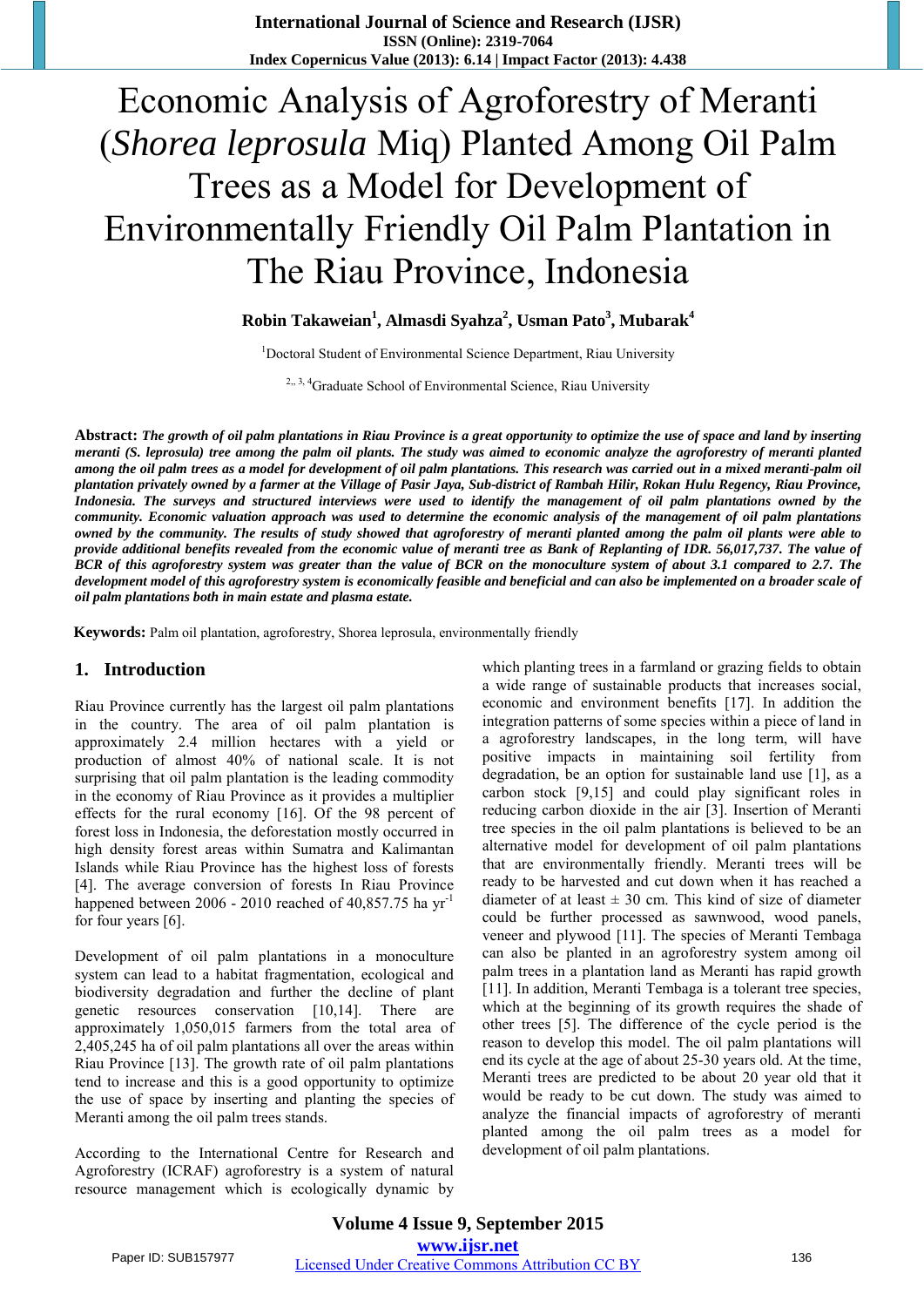# Economic Analysis of Agroforestry of Meranti (*Shorea leprosula* Miq) Planted Among Oil Palm Trees as a Model for Development of Environmentally Friendly Oil Palm Plantation in The Riau Province, Indonesia

**Robin Takaweian[1], Almasdi Syahza[2], Usman Pato[3], Mubarak[4]**

[1]Doctoral Student of Environmental Science Department, Riau University

[2,3,4]Graduate School of Environmental Science, Riau University

**Abstract:** ***The growth of oil palm plantations in Riau Province is a great opportunity to optimize the use of space and land by inserting meranti (S. leprosula) tree among the palm oil plants. The study was aimed to economic analyze the agroforestry of meranti planted among the oil palm trees as a model for development of oil palm plantations. This research was carried out in a mixed meranti-palm oil plantation privately owned by a farmer at the Village of Pasir Jaya, Sub-district of Rambah Hilir, Rokan Hulu Regency, Riau Province, Indonesia. The surveys and structured interviews were used to identify the management of oil palm plantations owned by the community. Economic valuation approach was used to determine the economic analysis of the management of oil palm plantations owned by the community. The results of study showed that agroforestry of meranti planted among the palm oil plants were able to provide additional benefits revealed from the economic value of meranti tree as Bank of Replanting of IDR. 56,017,737. The value of BCR of this agroforestry system was greater than the value of BCR on the monoculture system of about 3.1 compared to 2.7. The development model of this agroforestry system is economically feasible and beneficial and can also be implemented on a broader scale of oil palm plantations both in main estate and plasma estate.***

**Keywords:** Palm oil plantation, agroforestry, Shorea leprosula, environmentally friendly

## 1. Introduction

Riau Province currently has the largest oil palm plantations in the country. The area of oil palm plantation is approximately 2.4 million hectares with a yield or production of almost 40% of national scale. It is not surprising that oil palm plantation is the leading commodity in the economy of Riau Province as it provides a multiplier effects for the rural economy [16]. Of the 98 percent of forest loss in Indonesia, the deforestation mostly occurred in high density forest areas within Sumatra and Kalimantan Islands while Riau Province has the highest loss of forests [4]. The average conversion of forests In Riau Province happened between 2006 - 2010 reached of 40,857.75 ha $yr^{-1}$ for four years [6].

Development of oil palm plantations in a monoculture system can lead to a habitat fragmentation, ecological and biodiversity degradation and further the decline of plant genetic resources conservation [10,14]. There are approximately 1,050,015 farmers from the total area of 2,405,245 ha of oil palm plantations all over the areas within Riau Province [13]. The growth rate of oil palm plantations tend to increase and this is a good opportunity to optimize the use of space by inserting and planting the species of Meranti among the oil palm trees stands.

According to the International Centre for Research and Agroforestry (ICRAF) agroforestry is a system of natural resource management which is ecologically dynamic by which planting trees in a farmland or grazing fields to obtain a wide range of sustainable products that increases social, economic and environment benefits [17]. In addition the integration patterns of some species within a piece of land in a agroforestry landscapes, in the long term, will have positive impacts in maintaining soil fertility from degradation, be an option for sustainable land use [1], as a carbon stock [9,15] and could play significant roles in reducing carbon dioxide in the air [3]. Insertion of Meranti tree species in the oil palm plantations is believed to be an alternative model for development of oil palm plantations that are environmentally friendly. Meranti trees will be ready to be harvested and cut down when it has reached a diameter of at least ± 30 cm. This kind of size of diameter could be further processed as sawnwood, wood panels, veneer and plywood [11]. The species of Meranti Tembaga can also be planted in an agroforestry system among oil palm trees in a plantation land as Meranti has rapid growth [11]. In addition, Meranti Tembaga is a tolerant tree species, which at the beginning of its growth requires the shade of other trees [5]. The difference of the cycle period is the reason to develop this model. The oil palm plantations will end its cycle at the age of about 25-30 years old. At the time, Meranti trees are predicted to be about 20 year old that it would be ready to be cut down. The study was aimed to analyze the financial impacts of agroforestry of meranti planted among the oil palm trees as a model for development of oil palm plantations.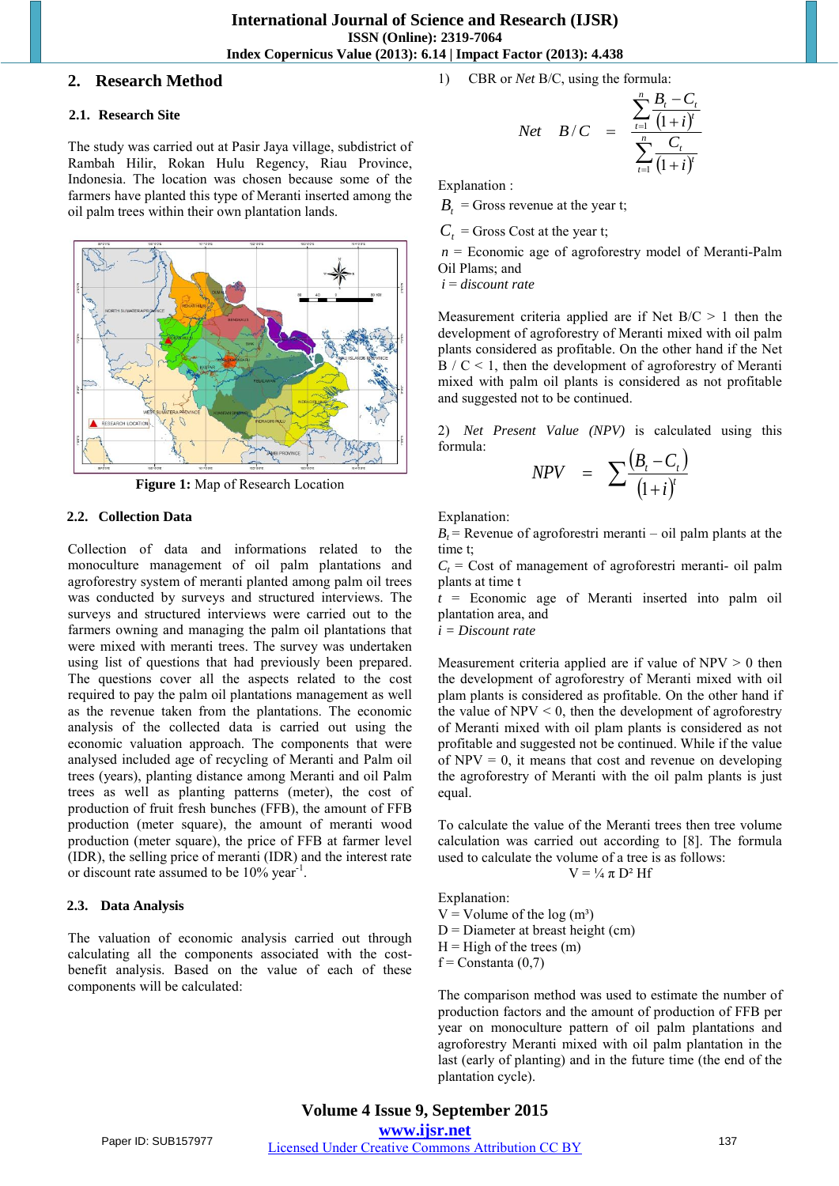## 2. Research Method

### 2.1. Research Site

The study was carried out at Pasir Jaya village, subdistrict of Rambah Hilir, Rokan Hulu Regency, Riau Province, Indonesia. The location was chosen because some of the farmers have planted this type of Meranti inserted among the oil palm trees within their own plantation lands.

**Figure 1:** Map of Research Location

### 2.2. Collection Data

Collection of data and informations related to the monoculture management of oil palm plantations and agroforestry system of meranti planted among palm oil trees was conducted by surveys and structured interviews. The surveys and structured interviews were carried out to the farmers owning and managing the palm oil plantations that were mixed with meranti trees. The survey was undertaken using list of questions that had previously been prepared. The questions cover all the aspects related to the cost required to pay the palm oil plantations management as well as the revenue taken from the plantations. The economic analysis of the collected data is carried out using the economic valuation approach. The components that were analysed included age of recycling of Meranti and Palm oil trees (years), planting distance among Meranti and oil Palm trees as well as planting patterns (meter), the cost of production of fruit fresh bunches (FFB), the amount of FFB production (meter square), the amount of meranti wood production (meter square), the price of FFB at farmer level (IDR), the selling price of meranti (IDR) and the interest rate or discount rate assumed to be 10% year$^{-1}$.

### 2.3. Data Analysis

The valuation of economic analysis carried out through calculating all the components associated with the cost-benefit analysis. Based on the value of each of these components will be calculated:

1) CBR or *Net* B/C, using the formula:

$$Net \quad B/C = \frac{\sum_{t=1}^{n} \frac{B_t - C_t}{(1+i)^t}}{\sum_{t=1}^{n} \frac{C_t}{(1+i)^t}}$$

Explanation :

$B_t$ = Gross revenue at the year t;

$C_t$ = Gross Cost at the year t;

$n$ = Economic age of agroforestry model of Meranti-Palm Oil Plams; and

$i$ = *discount rate*

Measurement criteria applied are if Net B/C > 1 then the development of agroforestry of Meranti mixed with oil palm plants considered as profitable. On the other hand if the Net B / C < 1, then the development of agroforestry of Meranti mixed with palm oil plants is considered as not profitable and suggested not to be continued.

2) *Net Present Value (NPV)* is calculated using this formula:

$$NPV = \sum \frac{(B_t - C_t)}{(1+i)^t}$$

Explanation:

$B_t$ = Revenue of agroforestri meranti – oil palm plants at the time t;

$C_t$ = Cost of management of agroforestri meranti- oil palm plants at time t

$t$ = Economic age of Meranti inserted into palm oil plantation area, and

$i$ = *Discount rate*

Measurement criteria applied are if value of NPV > 0 then the development of agroforestry of Meranti mixed with oil plam plants is considered as profitable. On the other hand if the value of NPV < 0, then the development of agroforestry of Meranti mixed with oil plam plants is considered as not profitable and suggested not be continued. While if the value of NPV = 0, it means that cost and revenue on developing the agroforestry of Meranti with the oil palm plants is just equal.

To calculate the value of the Meranti trees then tree volume calculation was carried out according to [8]. The formula used to calculate the volume of a tree is as follows:

$$V = \frac{1}{4} \pi D^2 Hf$$

Explanation:

V = Volume of the log (m$^3$)

D = Diameter at breast height (cm)

H = High of the trees (m)

f = Constanta (0,7)

The comparison method was used to estimate the number of production factors and the amount of production of FFB per year on monoculture pattern of oil palm plantations and agroforestry Meranti mixed with oil palm plantation in the last (early of planting) and in the future time (the end of the plantation cycle).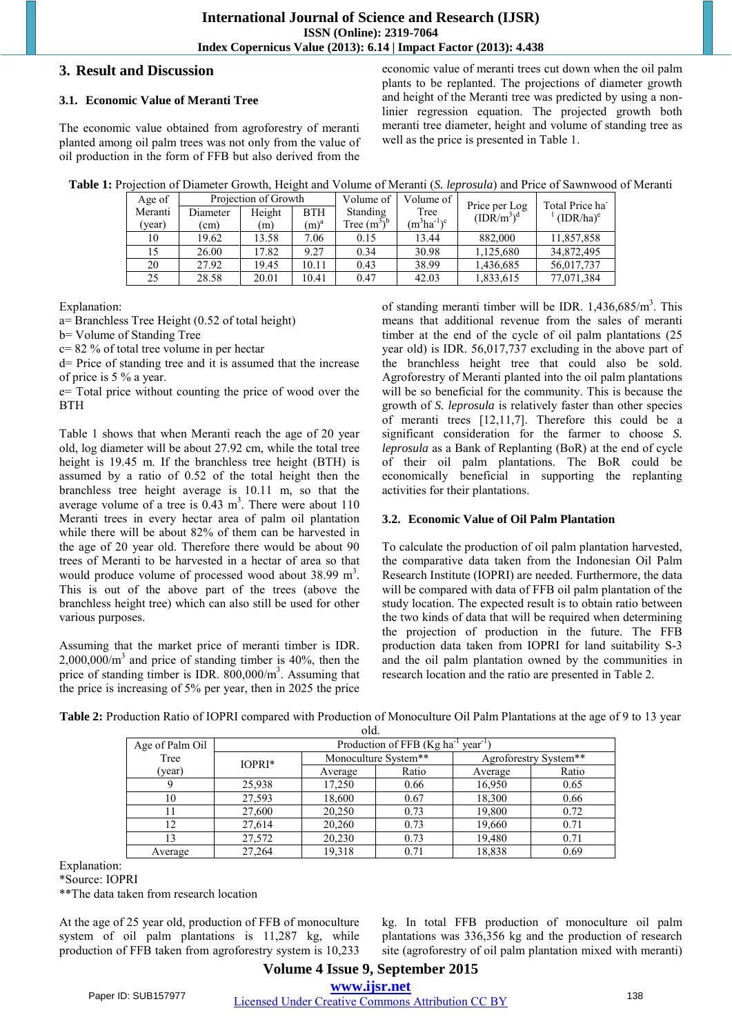## 3. Result and Discussion

### 3.1. Economic Value of Meranti Tree

The economic value obtained from agroforestry of meranti planted among oil palm trees was not only from the value of oil production in the form of FFB but also derived from the economic value of meranti trees cut down when the oil palm plants to be replanted. The projections of diameter growth and height of the Meranti tree was predicted by using a non-linier regression equation. The projected growth both meranti tree diameter, height and volume of standing tree as well as the price is presented in Table 1.

**Table 1:** Projection of Diameter Growth, Height and Volume of Meranti (*S. leprosula*) and Price of Sawnwood of Meranti

| Age of Meranti (year) | Projection of Growth | | | Volume of Standing Tree ($m^3$)[b] | Volume of Tree ($m^3ha^{-1}$)[c] | Price per Log (IDR/$m^3$)[d] | Total Price $ha^{-1}$ (IDR/ha)[e] |
|---|---|---|---|---|---|---|---|
| | Diameter (cm) | Height (m) | BTH (m)[a] | | | | |
| 10 | 19.62 | 13.58 | 7.06 | 0.15 | 13.44 | 882,000 | 11,857,858 |
| 15 | 26.00 | 17.82 | 9.27 | 0.34 | 30.98 | 1,125,680 | 34,872,495 |
| 20 | 27.92 | 19.45 | 10.11 | 0.43 | 38.99 | 1,436,685 | 56,017,737 |
| 25 | 28.58 | 20.01 | 10.41 | 0.47 | 42.03 | 1,833,615 | 77,071,384 |

Explanation:
a= Branchless Tree Height (0.52 of total height)
b= Volume of Standing Tree
c= 82 % of total tree volume in per hectar
d= Price of standing tree and it is assumed that the increase of price is 5 % a year.
e= Total price without counting the price of wood over the BTH

Table 1 shows that when Meranti reach the age of 20 year old, log diameter will be about 27.92 cm, while the total tree height is 19.45 m. If the branchless tree height (BTH) is assumed by a ratio of 0.52 of the total height then the branchless tree height average is 10.11 m, so that the average volume of a tree is 0.43 $m^3$. There were about 110 Meranti trees in every hectar area of palm oil plantation while there will be about 82% of them can be harvested in the age of 20 year old. Therefore there would be about 90 trees of Meranti to be harvested in a hectar of area so that would produce volume of processed wood about 38.99 $m^3$. This is out of the above part of the trees (above the branchless height tree) which can also still be used for other various purposes.

Assuming that the market price of meranti timber is IDR. 2,000,000/$m^3$ and price of standing timber is 40%, then the price of standing timber is IDR. 800,000/$m^3$. Assuming that the price is increasing of 5% per year, then in 2025 the price of standing meranti timber will be IDR. 1,436,685/$m^3$. This means that additional revenue from the sales of meranti timber at the end of the cycle of oil palm plantations (25 year old) is IDR. 56,017,737 excluding in the above part of the branchless height tree that could also be sold. Agroforestry of Meranti planted into the oil palm plantations will be so beneficial for the community. This is because the growth of *S. leprosula* is relatively faster than other species of meranti trees [12,11,7]. Therefore this could be a significant consideration for the farmer to choose *S. leprosula* as a Bank of Replanting (BoR) at the end of cycle of their oil palm plantations. The BoR could be economically beneficial in supporting the replanting activities for their plantations.

### 3.2. Economic Value of Oil Palm Plantation

To calculate the production of oil palm plantation harvested, the comparative data taken from the Indonesian Oil Palm Research Institute (IOPRI) are needed. Furthermore, the data will be compared with data of FFB oil palm plantation of the study location. The expected result is to obtain ratio between the two kinds of data that will be required when determining the projection of production in the future. The FFB production data taken from IOPRI for land suitability S-3 and the oil palm plantation owned by the communities in research location and the ratio are presented in Table 2.

**Table 2:** Production Ratio of IOPRI compared with Production of Monoculture Oil Palm Plantations at the age of 9 to 13 year old.

| Age of Palm Oil Tree (year) | Production of FFB (Kg $ha^{-1}$ $year^{-1}$) | | | | |
|---|---|---|---|---|---|
| | IOPRI* | Monoculture System** | | Agroforestry System** | |
| | | Average | Ratio | Average | Ratio |
| 9 | 25,938 | 17,250 | 0.66 | 16,950 | 0.65 |
| 10 | 27,593 | 18,600 | 0.67 | 18,300 | 0.66 |
| 11 | 27,600 | 20,250 | 0.73 | 19,800 | 0.72 |
| 12 | 27,614 | 20,260 | 0.73 | 19,660 | 0.71 |
| 13 | 27,572 | 20,230 | 0.73 | 19,480 | 0.71 |
| Average | 27,264 | 19,318 | 0.71 | 18,838 | 0.69 |

Explanation:
*Source: IOPRI
**The data taken from research location

At the age of 25 year old, production of FFB of monoculture system of oil palm plantations is 11,287 kg, while production of FFB taken from agroforestry system is 10,233 kg. In total FFB production of monoculture oil palm plantations was 336,356 kg and the production of research site (agroforestry of oil palm plantation mixed with meranti)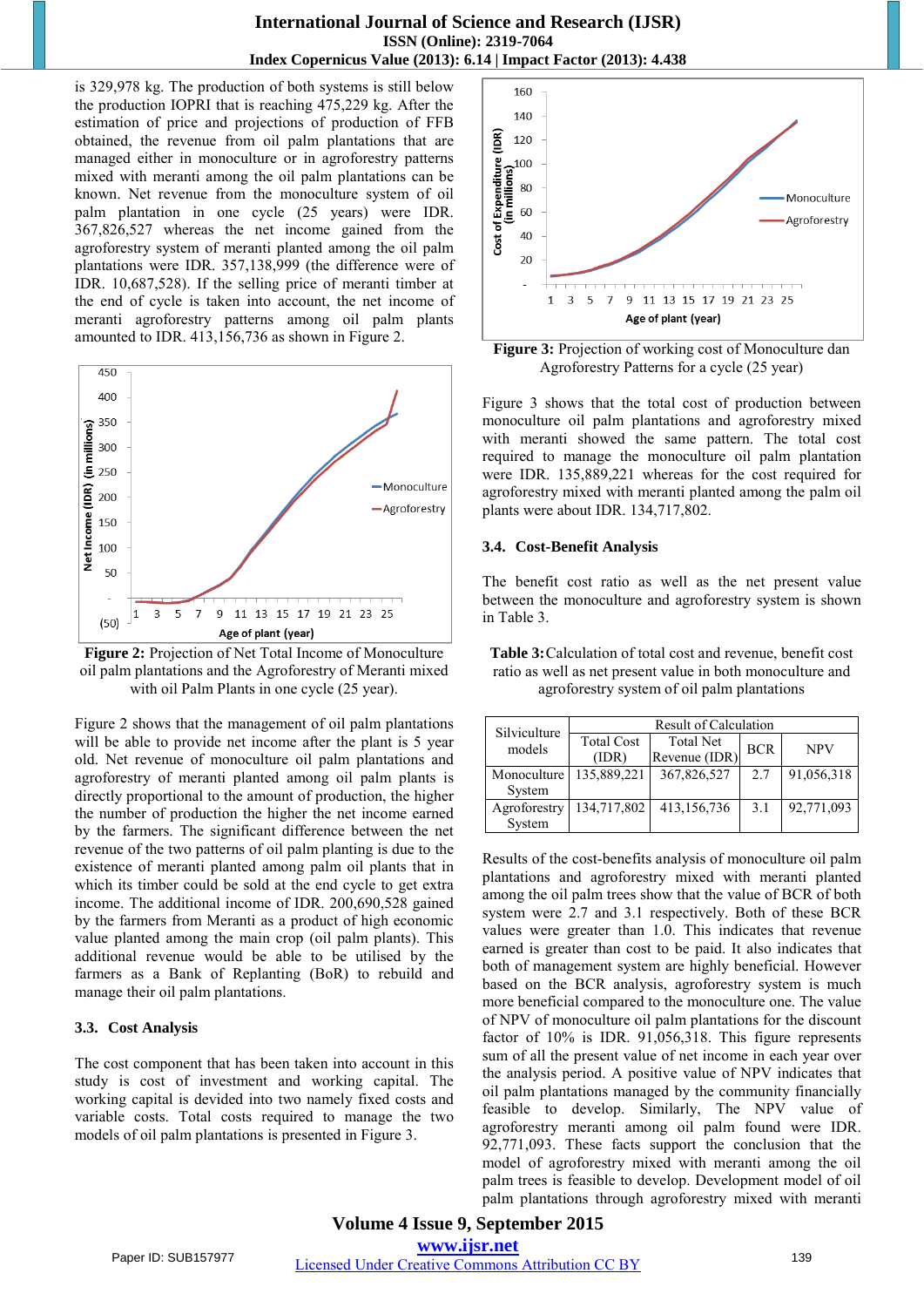is 329,978 kg. The production of both systems is still below the production IOPRI that is reaching 475,229 kg. After the estimation of price and projections of production of FFB obtained, the revenue from oil palm plantations that are managed either in monoculture or in agroforestry patterns mixed with meranti among the oil palm plantations can be known. Net revenue from the monoculture system of oil palm plantation in one cycle (25 years) were IDR. 367,826,527 whereas the net income gained from the agroforestry system of meranti planted among the oil palm plantations were IDR. 357,138,999 (the difference were of IDR. 10,687,528). If the selling price of meranti timber at the end of cycle is taken into account, the net income of meranti agroforestry patterns among oil palm plants amounted to IDR. 413,156,736 as shown in Figure 2.

**Figure 2:** Projection of Net Total Income of Monoculture oil palm plantations and the Agroforestry of Meranti mixed with oil Palm Plants in one cycle (25 year).

Figure 2 shows that the management of oil palm plantations will be able to provide net income after the plant is 5 year old. Net revenue of monoculture oil palm plantations and agroforestry of meranti planted among oil palm plants is directly proportional to the amount of production, the higher the number of production the higher the net income earned by the farmers. The significant difference between the net revenue of the two patterns of oil palm planting is due to the existence of meranti planted among palm oil plants that in which its timber could be sold at the end cycle to get extra income. The additional income of IDR. 200,690,528 gained by the farmers from Meranti as a product of high economic value planted among the main crop (oil palm plants). This additional revenue would be able to be utilised by the farmers as a Bank of Replanting (BoR) to rebuild and manage their oil palm plantations.

### 3.3. Cost Analysis

The cost component that has been taken into account in this study is cost of investment and working capital. The working capital is devided into two namely fixed costs and variable costs. Total costs required to manage the two models of oil palm plantations is presented in Figure 3.

**Figure 3:** Projection of working cost of Monoculture dan Agroforestry Patterns for a cycle (25 year)

Figure 3 shows that the total cost of production between monoculture oil palm plantations and agroforestry mixed with meranti showed the same pattern. The total cost required to manage the monoculture oil palm plantation were IDR. 135,889,221 whereas for the cost required for agroforestry mixed with meranti planted among the palm oil plants were about IDR. 134,717,802.

### 3.4. Cost-Benefit Analysis

The benefit cost ratio as well as the net present value between the monoculture and agroforestry system is shown in Table 3.

**Table 3:** Calculation of total cost and revenue, benefit cost ratio as well as net present value in both monoculture and agroforestry system of oil palm plantations

| Silviculture models | Result of Calculation | | | |
|---|---|---|---|---|
| | Total Cost (IDR) | Total Net Revenue (IDR) | BCR | NPV |
| Monoculture System | 135,889,221 | 367,826,527 | 2.7 | 91,056,318 |
| Agroforestry System | 134,717,802 | 413,156,736 | 3.1 | 92,771,093 |

Results of the cost-benefits analysis of monoculture oil palm plantations and agroforestry mixed with meranti planted among the oil palm trees show that the value of BCR of both system were 2.7 and 3.1 respectively. Both of these BCR values were greater than 1.0. This indicates that revenue earned is greater than cost to be paid. It also indicates that both of management system are highly beneficial. However based on the BCR analysis, agroforestry system is much more beneficial compared to the monoculture one. The value of NPV of monoculture oil palm plantations for the discount factor of 10% is IDR. 91,056,318. This figure represents sum of all the present value of net income in each year over the analysis period. A positive value of NPV indicates that oil palm plantations managed by the community financially feasible to develop. Similarly, The NPV value of agroforestry meranti among oil palm found were IDR. 92,771,093. These facts support the conclusion that the model of agroforestry mixed with meranti among the oil palm trees is feasible to develop. Development model of oil palm plantations through agroforestry mixed with meranti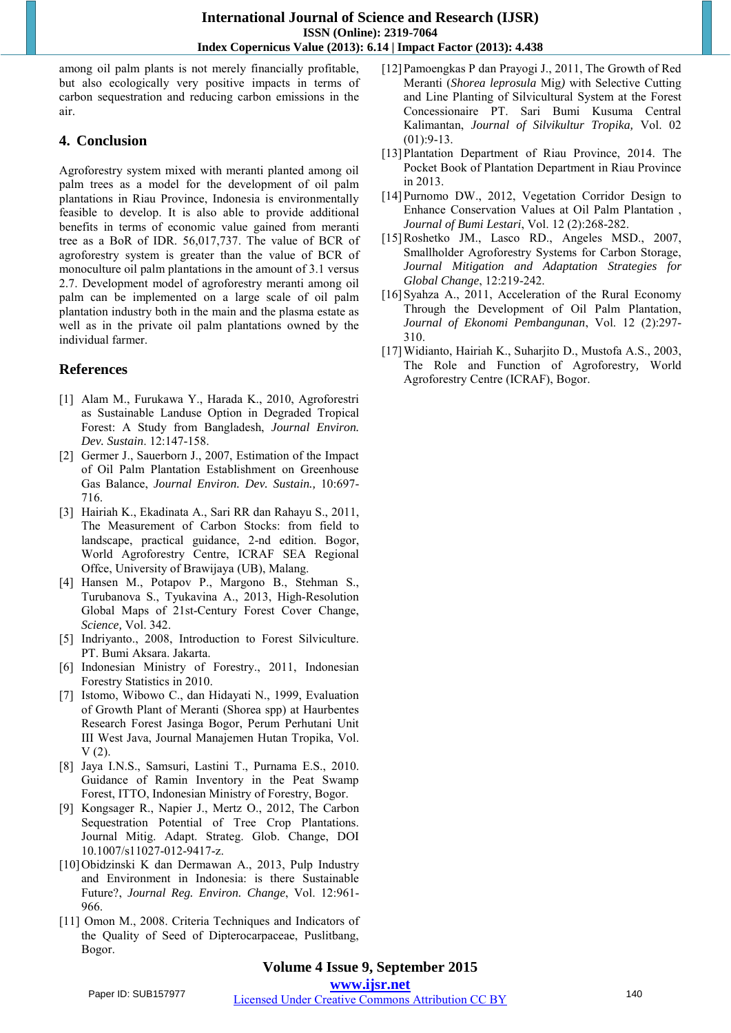among oil palm plants is not merely financially profitable, but also ecologically very positive impacts in terms of carbon sequestration and reducing carbon emissions in the air.

## 4. Conclusion

Agroforestry system mixed with meranti planted among oil palm trees as a model for the development of oil palm plantations in Riau Province, Indonesia is environmentally feasible to develop. It is also able to provide additional benefits in terms of economic value gained from meranti tree as a BoR of IDR. 56,017,737. The value of BCR of agroforestry system is greater than the value of BCR of monoculture oil palm plantations in the amount of 3.1 versus 2.7. Development model of agroforestry meranti among oil palm can be implemented on a large scale of oil palm plantation industry both in the main and the plasma estate as well as in the private oil palm plantations owned by the individual farmer.

## References

[1] Alam M., Furukawa Y., Harada K., 2010, Agroforestri as Sustainable Landuse Option in Degraded Tropical Forest: A Study from Bangladesh, *Journal Environ. Dev. Sustain*. 12:147-158.

[2] Germer J., Sauerborn J., 2007, Estimation of the Impact of Oil Palm Plantation Establishment on Greenhouse Gas Balance, *Journal Environ. Dev. Sustain.,* 10:697-716.

[3] Hairiah K., Ekadinata A., Sari RR dan Rahayu S., 2011, The Measurement of Carbon Stocks: from field to landscape, practical guidance, 2-nd edition. Bogor, World Agroforestry Centre, ICRAF SEA Regional Offce, University of Brawijaya (UB), Malang.

[4] Hansen M., Potapov P., Margono B., Stehman S., Turubanova S., Tyukavina A., 2013, High-Resolution Global Maps of 21st-Century Forest Cover Change, *Science,* Vol. 342.

[5] Indriyanto., 2008, Introduction to Forest Silviculture. PT. Bumi Aksara. Jakarta.

[6] Indonesian Ministry of Forestry., 2011, Indonesian Forestry Statistics in 2010.

[7] Istomo, Wibowo C., dan Hidayati N., 1999, Evaluation of Growth Plant of Meranti (Shorea spp) at Haurbentes Research Forest Jasinga Bogor, Perum Perhutani Unit III West Java, Journal Manajemen Hutan Tropika, Vol. V (2).

[8] Jaya I.N.S., Samsuri, Lastini T., Purnama E.S., 2010. Guidance of Ramin Inventory in the Peat Swamp Forest, ITTO, Indonesian Ministry of Forestry, Bogor.

[9] Kongsager R., Napier J., Mertz O., 2012, The Carbon Sequestration Potential of Tree Crop Plantations. Journal Mitig. Adapt. Strateg. Glob. Change, DOI 10.1007/s11027-012-9417-z.

[10] Obidzinski K dan Dermawan A., 2013, Pulp Industry and Environment in Indonesia: is there Sustainable Future?, *Journal Reg. Environ. Change*, Vol. 12:961-966.

[11] Omon M., 2008. Criteria Techniques and Indicators of the Quality of Seed of Dipterocarpaceae, Puslitbang, Bogor.

[12] Pamoengkas P dan Prayogi J., 2011, The Growth of Red Meranti (*Shorea leprosula* Mig*)* with Selective Cutting and Line Planting of Silvicultural System at the Forest Concessionaire PT. Sari Bumi Kusuma Central Kalimantan, *Journal of Silvikultur Tropika,* Vol. 02 (01):9-13.

[13] Plantation Department of Riau Province, 2014. The Pocket Book of Plantation Department in Riau Province in 2013.

[14] Purnomo DW., 2012, Vegetation Corridor Design to Enhance Conservation Values at Oil Palm Plantation , *Journal of Bumi Lestari*, Vol. 12 (2):268-282.

[15] Roshetko JM., Lasco RD., Angeles MSD., 2007, Smallholder Agroforestry Systems for Carbon Storage, *Journal Mitigation and Adaptation Strategies for Global Change*, 12:219-242.

[16] Syahza A., 2011, Acceleration of the Rural Economy Through the Development of Oil Palm Plantation, *Journal of Ekonomi Pembangunan*, Vol. 12 (2):297-310.

[17] Widianto, Hairiah K., Suharjito D., Mustofa A.S., 2003, The Role and Function of Agroforestry, World Agroforestry Centre (ICRAF), Bogor.